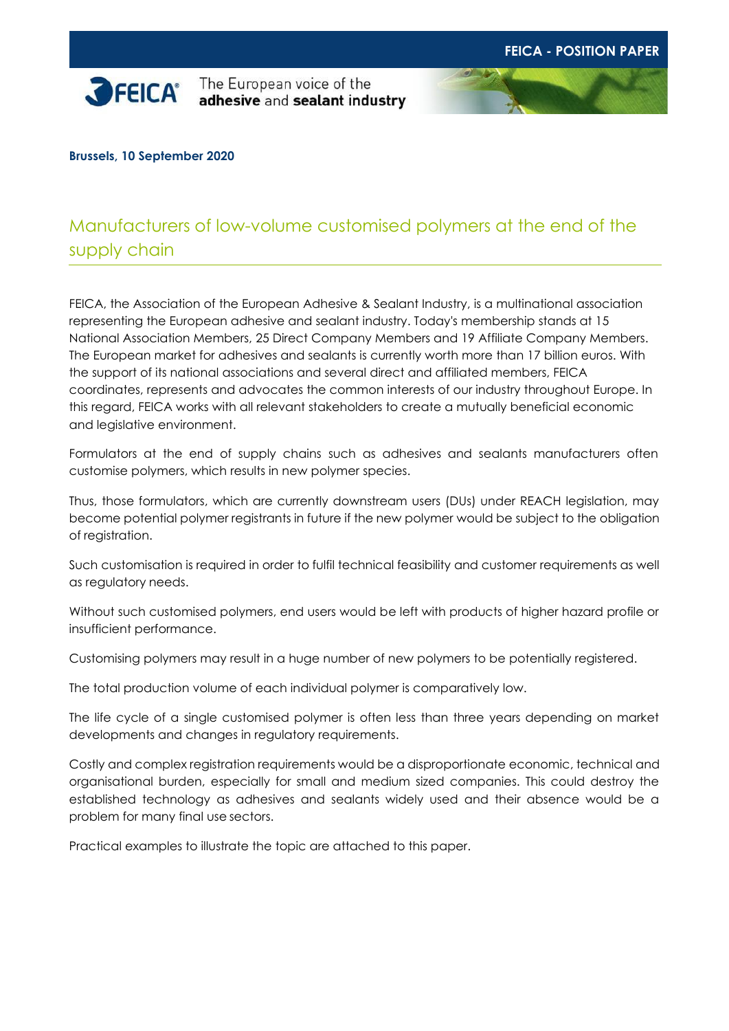**FEICA - POSITION PAPER**

FEICA — The European voice of the **adhesive** and **sealant industry**

**Brussels, 10 September 2020**

# Manufacturers of low-volume customised polymers at the end of the supply chain

FEICA, the Association of the European Adhesive & Sealant Industry, is a multinational association representing the European adhesive and sealant industry. Today's membership stands at 15 National Association Members, 25 Direct Company Members and 19 Affiliate Company Members. The European market for adhesives and sealants is currently worth more than 17 billion euros. With the support of its national associations and several direct and affiliated members, FEICA coordinates, represents and advocates the common interests of our industry throughout Europe. In this regard, FEICA works with all relevant stakeholders to create a mutually beneficial economic and legislative environment.

Formulators at the end of supply chains such as adhesives and sealants manufacturers often customise polymers, which results in new polymer species.

Thus, those formulators, which are currently downstream users (DUs) under REACH legislation, may become potential polymer registrants in future if the new polymer would be subject to the obligation of registration.

Such customisation is required in order to fulfil technical feasibility and customer requirements as well as regulatory needs.

Without such customised polymers, end users would be left with products of higher hazard profile or insufficient performance.

Customising polymers may result in a huge number of new polymers to be potentially registered.

The total production volume of each individual polymer is comparatively low.

The life cycle of a single customised polymer is often less than three years depending on market developments and changes in regulatory requirements.

Costly and complex registration requirements would be a disproportionate economic, technical and organisational burden, especially for small and medium sized companies. This could destroy the established technology as adhesives and sealants widely used and their absence would be a problem for many final use sectors.

Practical examples to illustrate the topic are attached to this paper.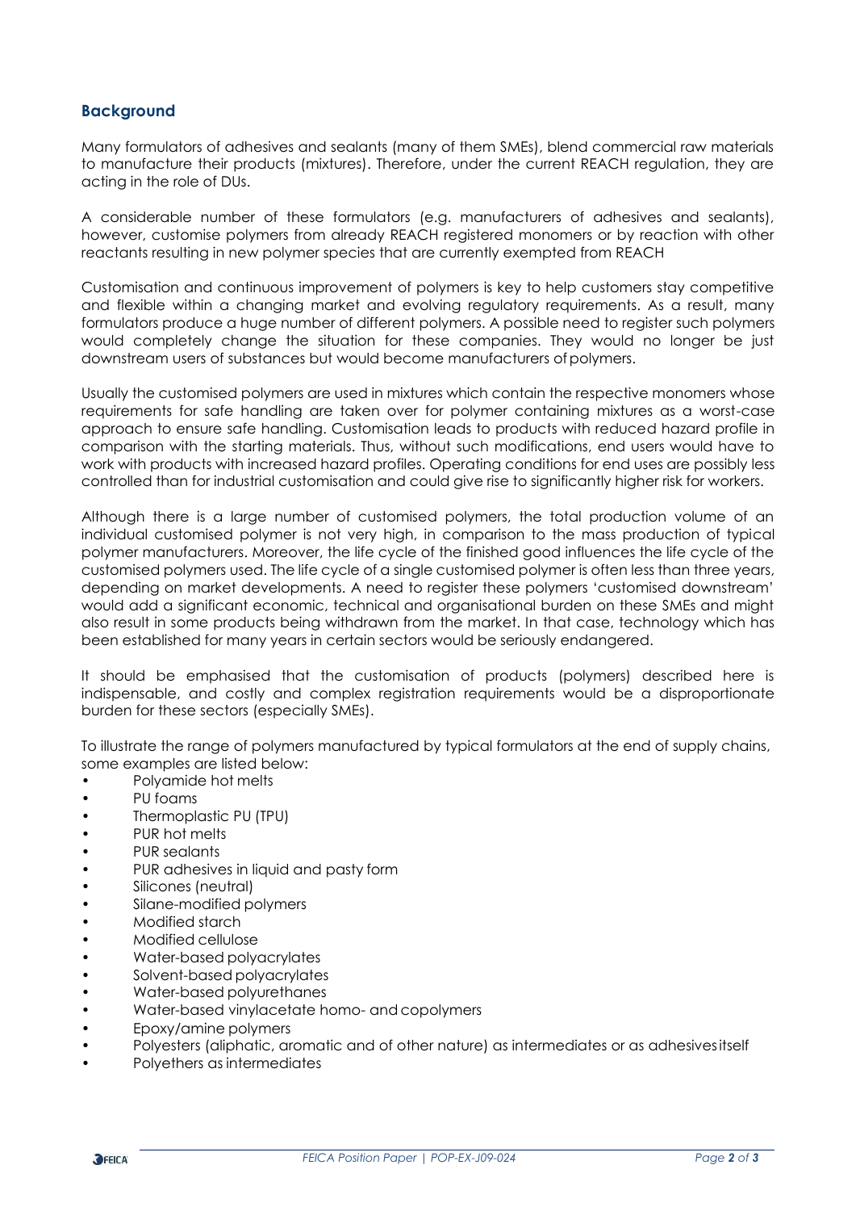## Background

Many formulators of adhesives and sealants (many of them SMEs), blend commercial raw materials to manufacture their products (mixtures). Therefore, under the current REACH regulation, they are acting in the role of DUs.

A considerable number of these formulators (e.g. manufacturers of adhesives and sealants), however, customise polymers from already REACH registered monomers or by reaction with other reactants resulting in new polymer species that are currently exempted from REACH

Customisation and continuous improvement of polymers is key to help customers stay competitive and flexible within a changing market and evolving regulatory requirements. As a result, many formulators produce a huge number of different polymers. A possible need to register such polymers would completely change the situation for these companies. They would no longer be just downstream users of substances but would become manufacturers of polymers.

Usually the customised polymers are used in mixtures which contain the respective monomers whose requirements for safe handling are taken over for polymer containing mixtures as a worst-case approach to ensure safe handling. Customisation leads to products with reduced hazard profile in comparison with the starting materials. Thus, without such modifications, end users would have to work with products with increased hazard profiles. Operating conditions for end uses are possibly less controlled than for industrial customisation and could give rise to significantly higher risk for workers.

Although there is a large number of customised polymers, the total production volume of an individual customised polymer is not very high, in comparison to the mass production of typical polymer manufacturers. Moreover, the life cycle of the finished good influences the life cycle of the customised polymers used. The life cycle of a single customised polymer is often less than three years, depending on market developments. A need to register these polymers 'customised downstream' would add a significant economic, technical and organisational burden on these SMEs and might also result in some products being withdrawn from the market. In that case, technology which has been established for many years in certain sectors would be seriously endangered.

It should be emphasised that the customisation of products (polymers) described here is indispensable, and costly and complex registration requirements would be a disproportionate burden for these sectors (especially SMEs).

To illustrate the range of polymers manufactured by typical formulators at the end of supply chains, some examples are listed below:

- Polyamide hot melts
- PU foams
- Thermoplastic PU (TPU)
- PUR hot melts
- PUR sealants
- PUR adhesives in liquid and pasty form
- Silicones (neutral)
- Silane-modified polymers
- Modified starch
- Modified cellulose
- Water-based polyacrylates
- Solvent-based polyacrylates
- Water-based polyurethanes
- Water-based vinylacetate homo- and copolymers
- Epoxy/amine polymers
- Polyesters (aliphatic, aromatic and of other nature) as intermediates or as adhesives itself
- Polyethers as intermediates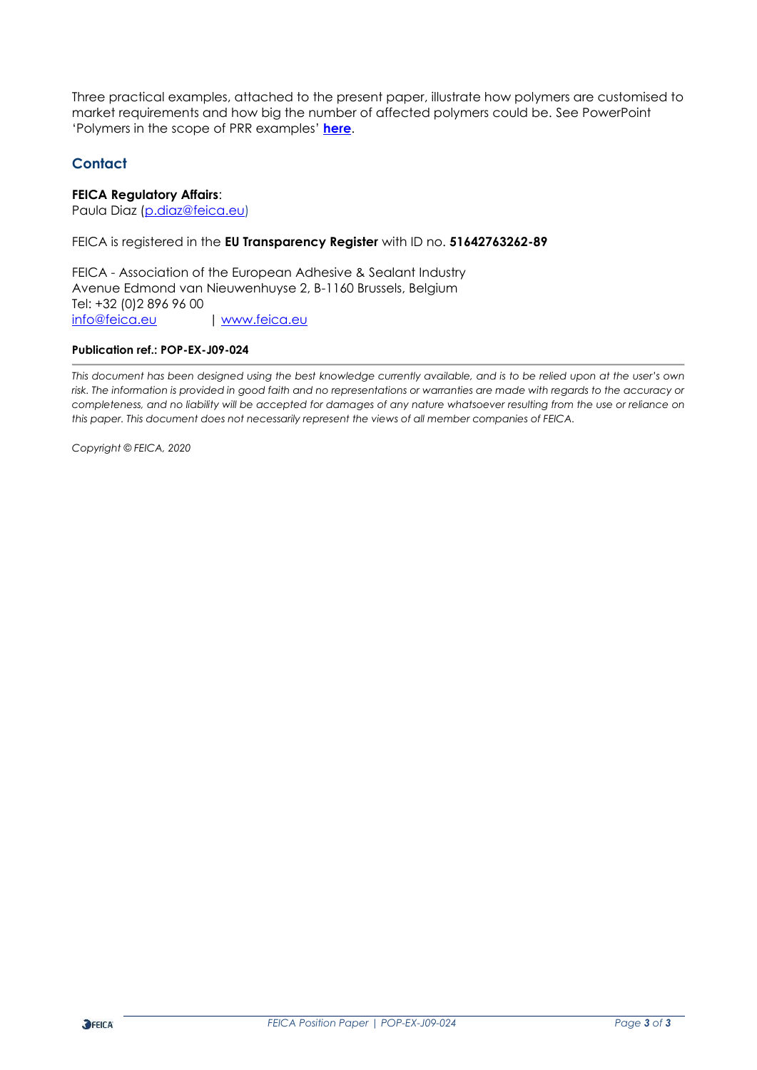Three practical examples, attached to the present paper, illustrate how polymers are customised to market requirements and how big the number of affected polymers could be. See PowerPoint 'Polymers in the scope of PRR examples' **here**.

## Contact

**FEICA Regulatory Affairs**:
Paula Diaz (p.diaz@feica.eu)

FEICA is registered in the **EU Transparency Register** with ID no. **51642763262-89**

FEICA - Association of the European Adhesive & Sealant Industry
Avenue Edmond van Nieuwenhuyse 2, B-1160 Brussels, Belgium
Tel: +32 (0)2 896 96 00
info@feica.eu | www.feica.eu

**Publication ref.: POP-EX-J09-024**

*This document has been designed using the best knowledge currently available, and is to be relied upon at the user's own risk. The information is provided in good faith and no representations or warranties are made with regards to the accuracy or completeness, and no liability will be accepted for damages of any nature whatsoever resulting from the use or reliance on this paper. This document does not necessarily represent the views of all member companies of FEICA.*

*Copyright © FEICA, 2020*